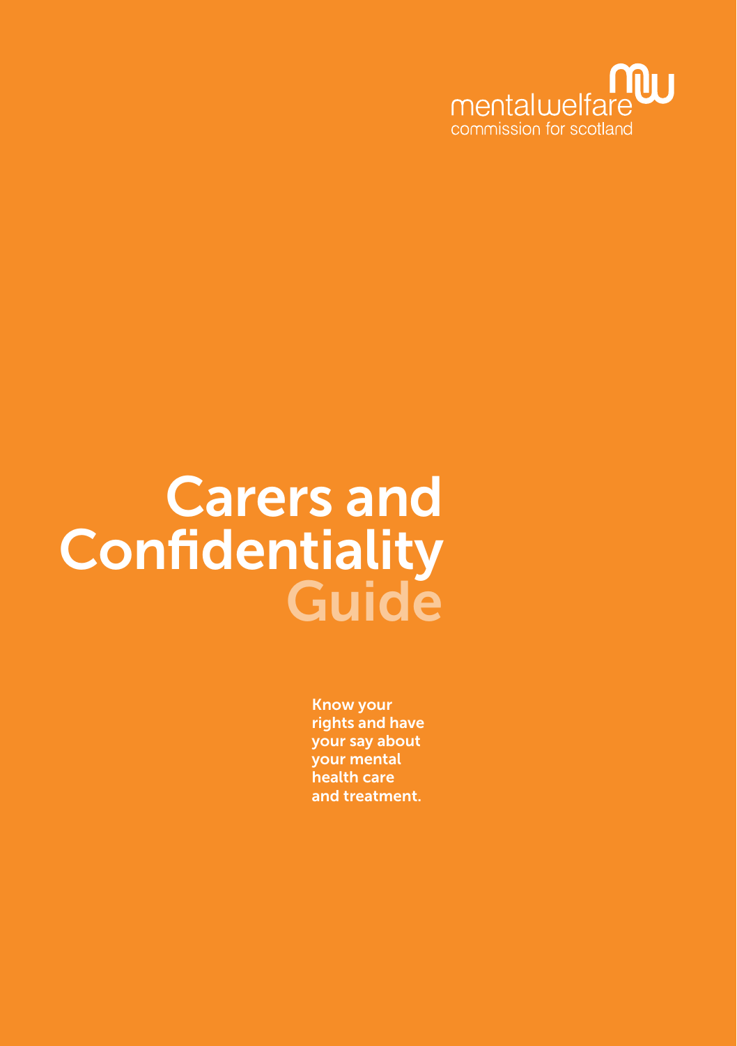mentalwelfare
commission for scotland

# Carers and Confidentiality Guide

**Know your rights and have your say about your mental health care and treatment.**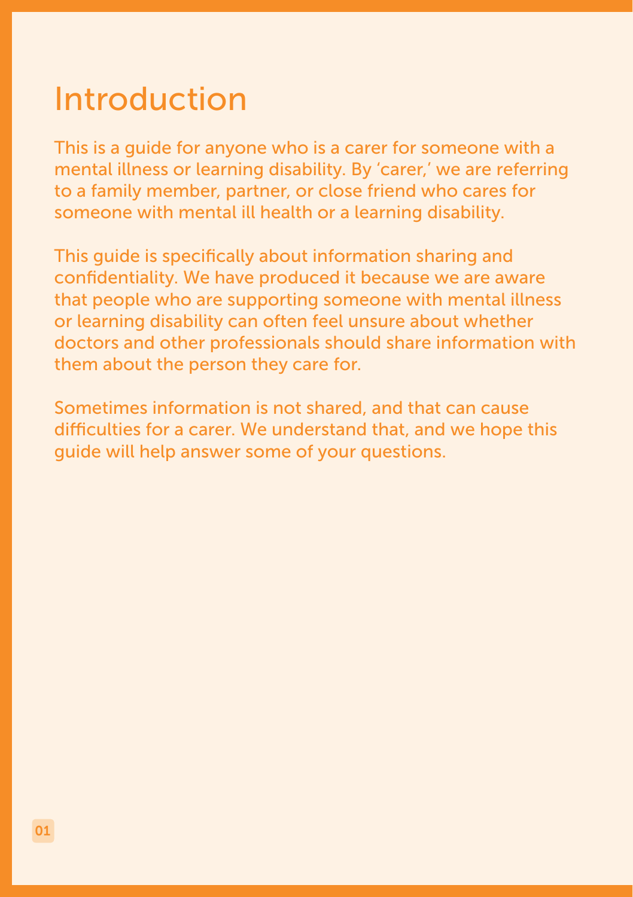# Introduction

This is a guide for anyone who is a carer for someone with a mental illness or learning disability. By 'carer,' we are referring to a family member, partner, or close friend who cares for someone with mental ill health or a learning disability.

This guide is specifically about information sharing and confidentiality. We have produced it because we are aware that people who are supporting someone with mental illness or learning disability can often feel unsure about whether doctors and other professionals should share information with them about the person they care for.

Sometimes information is not shared, and that can cause difficulties for a carer. We understand that, and we hope this guide will help answer some of your questions.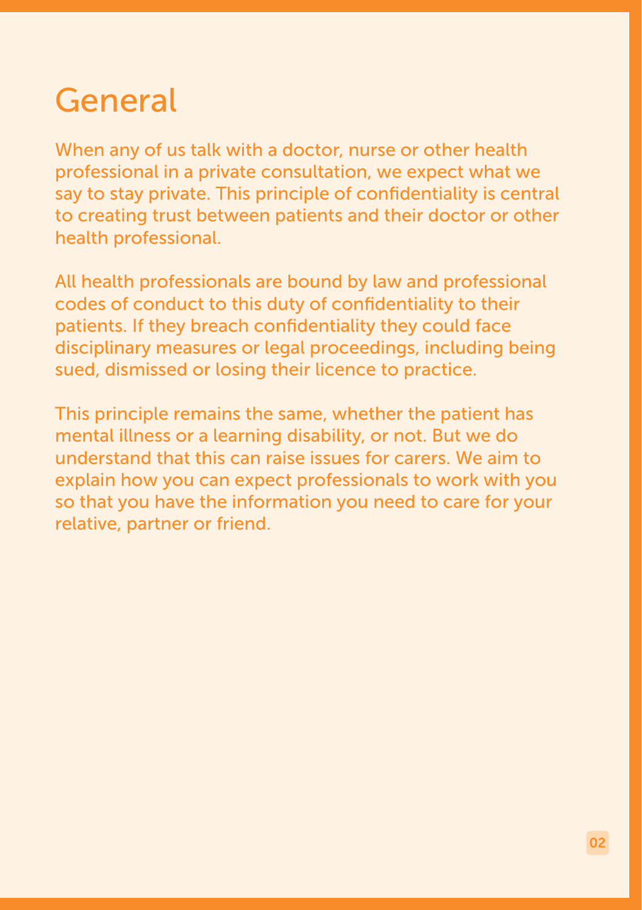# General

When any of us talk with a doctor, nurse or other health professional in a private consultation, we expect what we say to stay private. This principle of confidentiality is central to creating trust between patients and their doctor or other health professional.

All health professionals are bound by law and professional codes of conduct to this duty of confidentiality to their patients. If they breach confidentiality they could face disciplinary measures or legal proceedings, including being sued, dismissed or losing their licence to practice.

This principle remains the same, whether the patient has mental illness or a learning disability, or not. But we do understand that this can raise issues for carers. We aim to explain how you can expect professionals to work with you so that you have the information you need to care for your relative, partner or friend.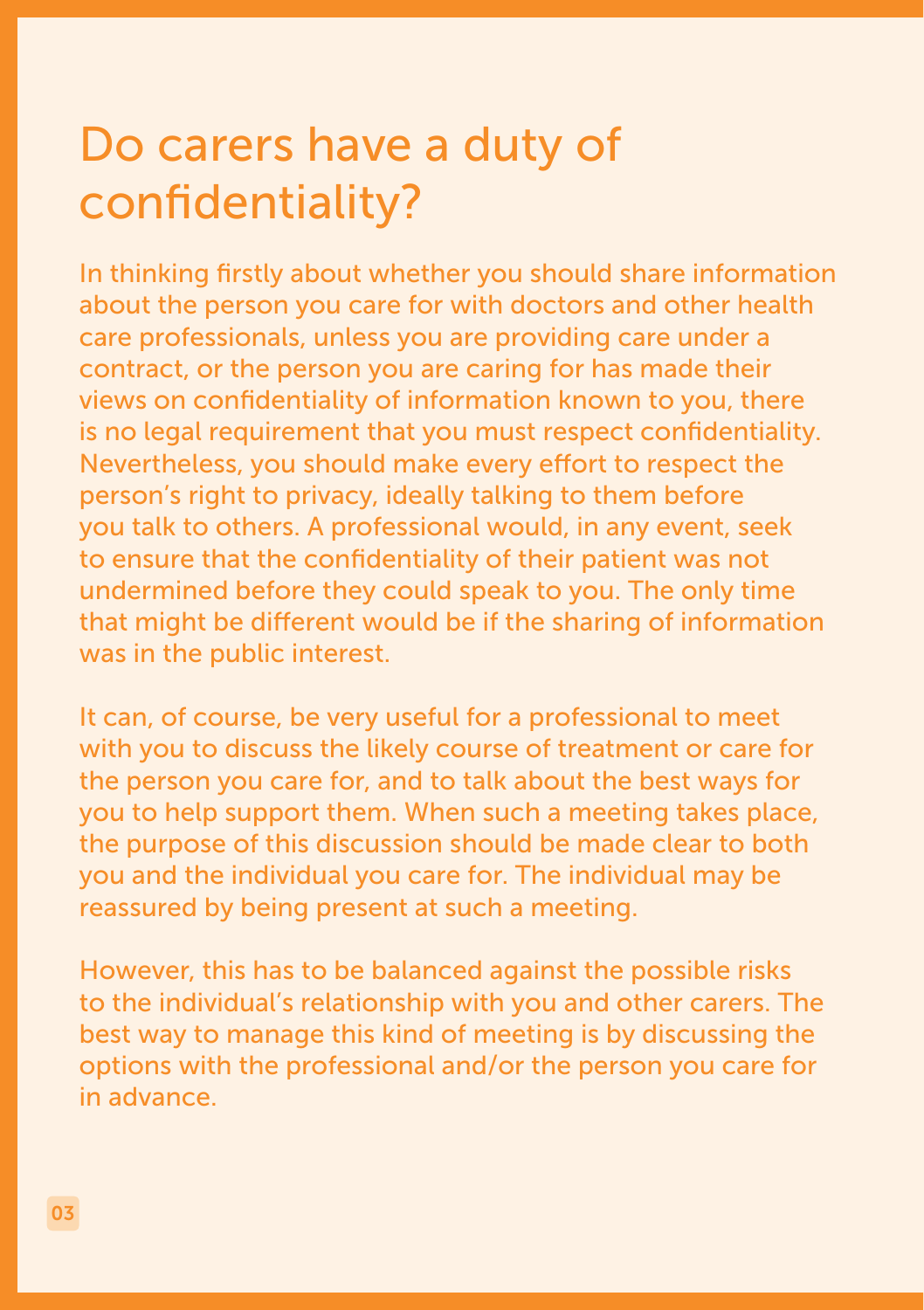# Do carers have a duty of confidentiality?

In thinking firstly about whether you should share information about the person you care for with doctors and other health care professionals, unless you are providing care under a contract, or the person you are caring for has made their views on confidentiality of information known to you, there is no legal requirement that you must respect confidentiality. Nevertheless, you should make every effort to respect the person's right to privacy, ideally talking to them before you talk to others. A professional would, in any event, seek to ensure that the confidentiality of their patient was not undermined before they could speak to you. The only time that might be different would be if the sharing of information was in the public interest.

It can, of course, be very useful for a professional to meet with you to discuss the likely course of treatment or care for the person you care for, and to talk about the best ways for you to help support them. When such a meeting takes place, the purpose of this discussion should be made clear to both you and the individual you care for. The individual may be reassured by being present at such a meeting.

However, this has to be balanced against the possible risks to the individual's relationship with you and other carers. The best way to manage this kind of meeting is by discussing the options with the professional and/or the person you care for in advance.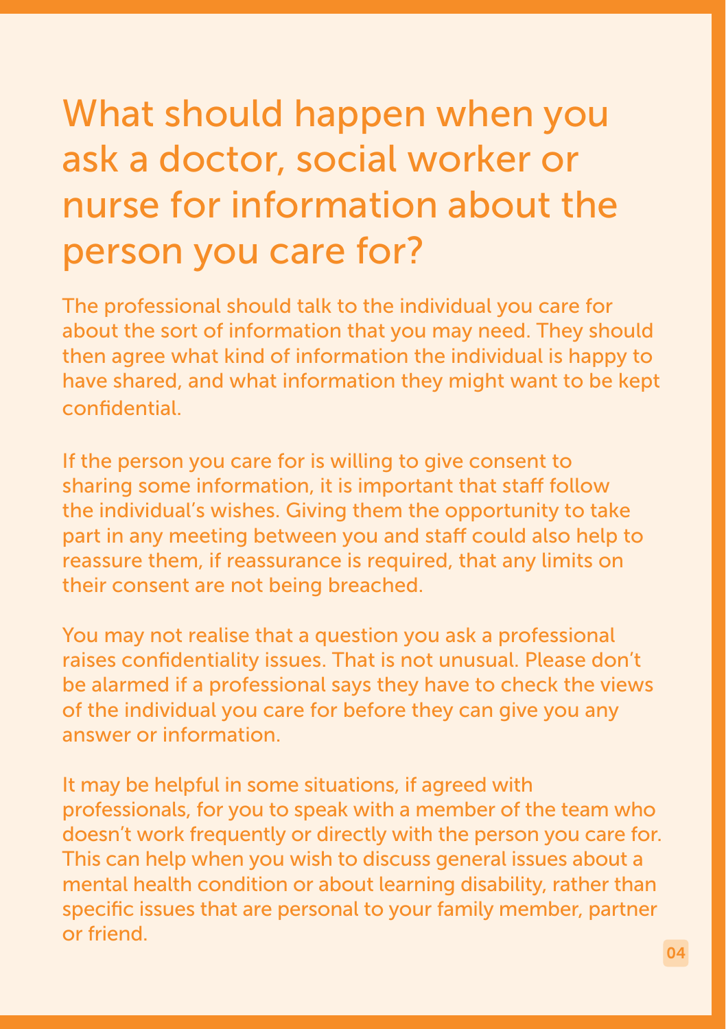# What should happen when you ask a doctor, social worker or nurse for information about the person you care for?

The professional should talk to the individual you care for about the sort of information that you may need. They should then agree what kind of information the individual is happy to have shared, and what information they might want to be kept confidential.

If the person you care for is willing to give consent to sharing some information, it is important that staff follow the individual's wishes. Giving them the opportunity to take part in any meeting between you and staff could also help to reassure them, if reassurance is required, that any limits on their consent are not being breached.

You may not realise that a question you ask a professional raises confidentiality issues. That is not unusual. Please don't be alarmed if a professional says they have to check the views of the individual you care for before they can give you any answer or information.

It may be helpful in some situations, if agreed with professionals, for you to speak with a member of the team who doesn't work frequently or directly with the person you care for. This can help when you wish to discuss general issues about a mental health condition or about learning disability, rather than specific issues that are personal to your family member, partner or friend.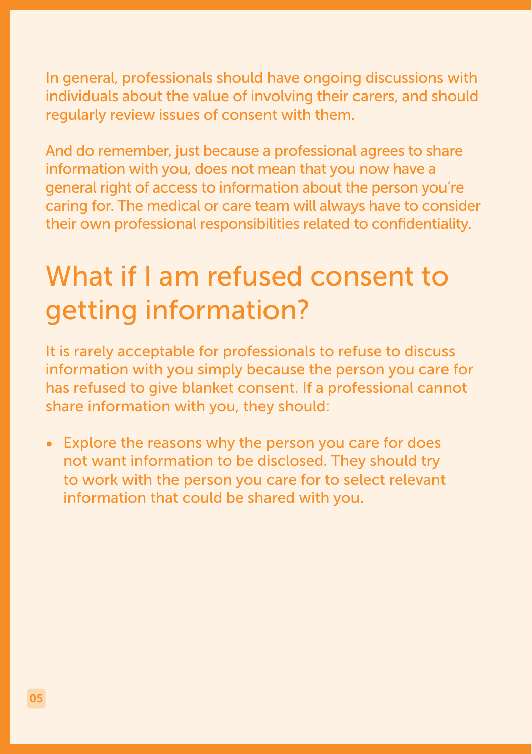In general, professionals should have ongoing discussions with individuals about the value of involving their carers, and should regularly review issues of consent with them.

And do remember, just because a professional agrees to share information with you, does not mean that you now have a general right of access to information about the person you're caring for. The medical or care team will always have to consider their own professional responsibilities related to confidentiality.

# What if I am refused consent to getting information?

It is rarely acceptable for professionals to refuse to discuss information with you simply because the person you care for has refused to give blanket consent. If a professional cannot share information with you, they should:

- Explore the reasons why the person you care for does not want information to be disclosed. They should try to work with the person you care for to select relevant information that could be shared with you.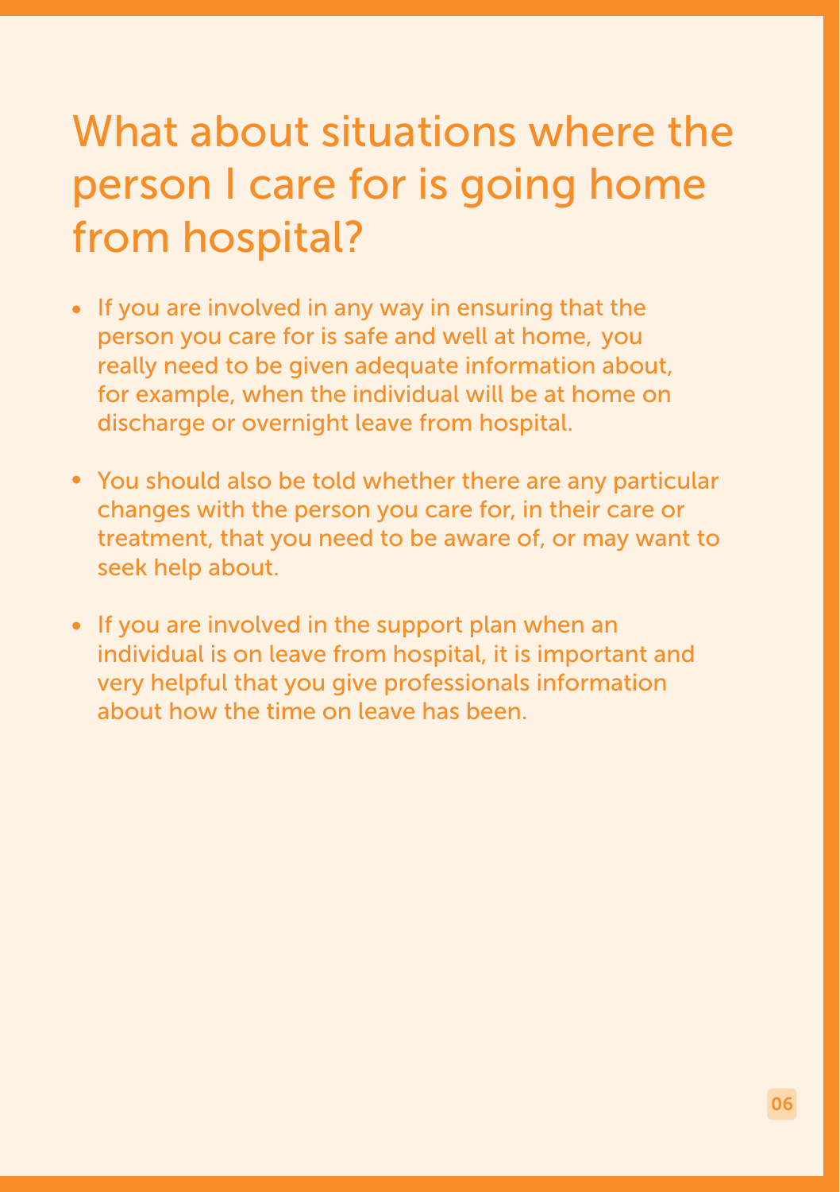# What about situations where the person I care for is going home from hospital?

- If you are involved in any way in ensuring that the person you care for is safe and well at home, you really need to be given adequate information about, for example, when the individual will be at home on discharge or overnight leave from hospital.
- You should also be told whether there are any particular changes with the person you care for, in their care or treatment, that you need to be aware of, or may want to seek help about.
- If you are involved in the support plan when an individual is on leave from hospital, it is important and very helpful that you give professionals information about how the time on leave has been.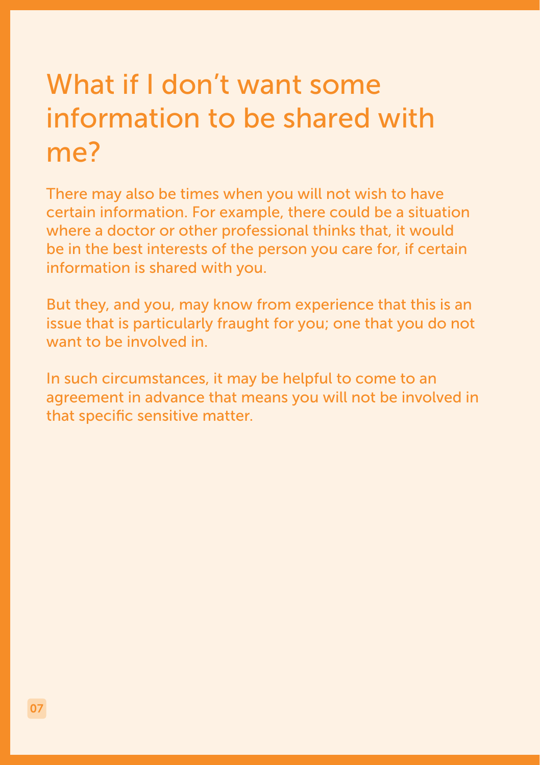# What if I don't want some information to be shared with me?

There may also be times when you will not wish to have certain information. For example, there could be a situation where a doctor or other professional thinks that, it would be in the best interests of the person you care for, if certain information is shared with you.

But they, and you, may know from experience that this is an issue that is particularly fraught for you; one that you do not want to be involved in.

In such circumstances, it may be helpful to come to an agreement in advance that means you will not be involved in that specific sensitive matter.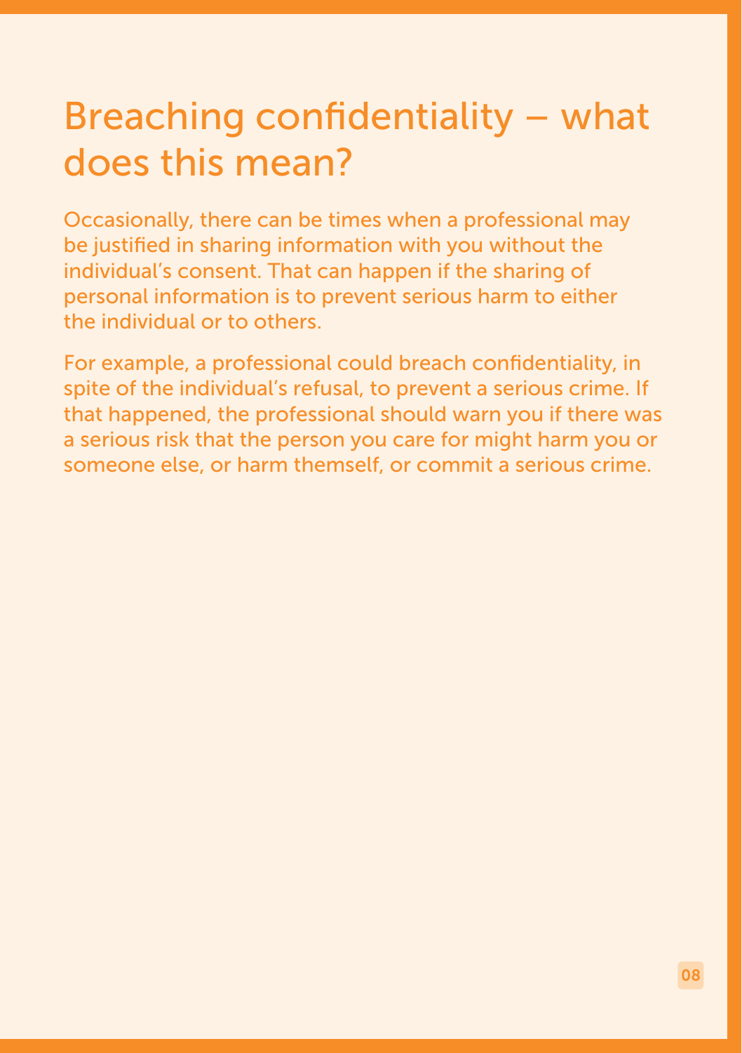# Breaching confidentiality – what does this mean?

Occasionally, there can be times when a professional may be justified in sharing information with you without the individual's consent. That can happen if the sharing of personal information is to prevent serious harm to either the individual or to others.

For example, a professional could breach confidentiality, in spite of the individual's refusal, to prevent a serious crime. If that happened, the professional should warn you if there was a serious risk that the person you care for might harm you or someone else, or harm themself, or commit a serious crime.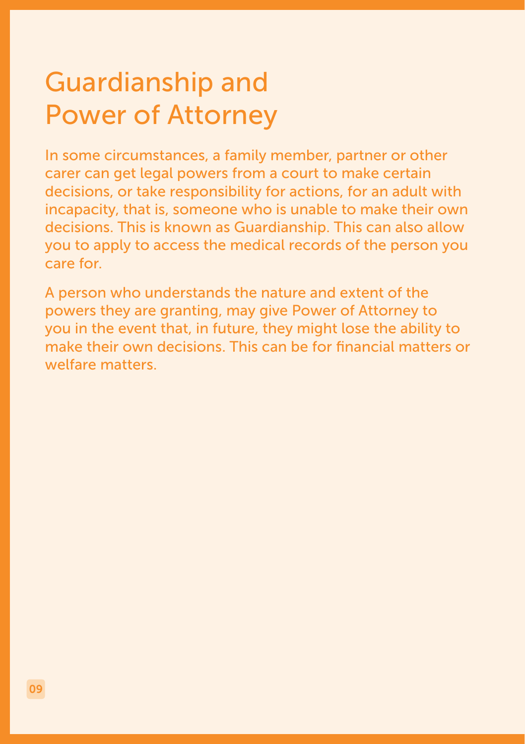# Guardianship and Power of Attorney

In some circumstances, a family member, partner or other carer can get legal powers from a court to make certain decisions, or take responsibility for actions, for an adult with incapacity, that is, someone who is unable to make their own decisions. This is known as Guardianship. This can also allow you to apply to access the medical records of the person you care for.

A person who understands the nature and extent of the powers they are granting, may give Power of Attorney to you in the event that, in future, they might lose the ability to make their own decisions. This can be for financial matters or welfare matters.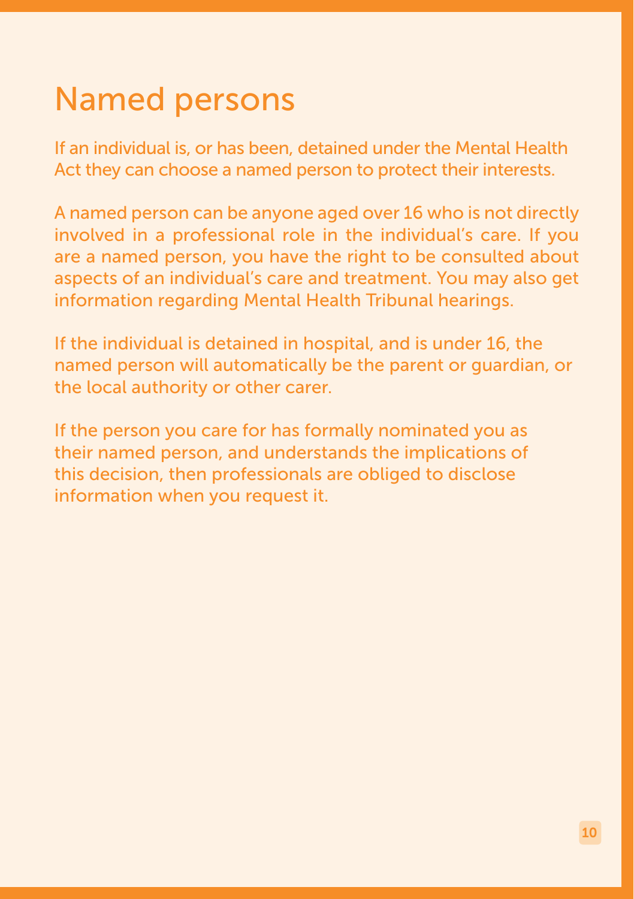# Named persons

If an individual is, or has been, detained under the Mental Health Act they can choose a named person to protect their interests.

A named person can be anyone aged over 16 who is not directly involved in a professional role in the individual's care. If you are a named person, you have the right to be consulted about aspects of an individual's care and treatment. You may also get information regarding Mental Health Tribunal hearings.

If the individual is detained in hospital, and is under 16, the named person will automatically be the parent or guardian, or the local authority or other carer.

If the person you care for has formally nominated you as their named person, and understands the implications of this decision, then professionals are obliged to disclose information when you request it.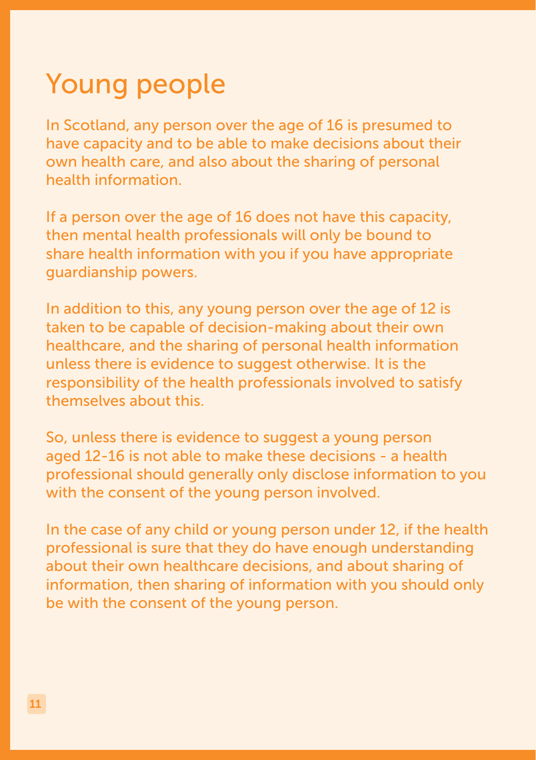# Young people

In Scotland, any person over the age of 16 is presumed to have capacity and to be able to make decisions about their own health care, and also about the sharing of personal health information.

If a person over the age of 16 does not have this capacity, then mental health professionals will only be bound to share health information with you if you have appropriate guardianship powers.

In addition to this, any young person over the age of 12 is taken to be capable of decision-making about their own healthcare, and the sharing of personal health information unless there is evidence to suggest otherwise. It is the responsibility of the health professionals involved to satisfy themselves about this.

So, unless there is evidence to suggest a young person aged 12-16 is not able to make these decisions - a health professional should generally only disclose information to you with the consent of the young person involved.

In the case of any child or young person under 12, if the health professional is sure that they do have enough understanding about their own healthcare decisions, and about sharing of information, then sharing of information with you should only be with the consent of the young person.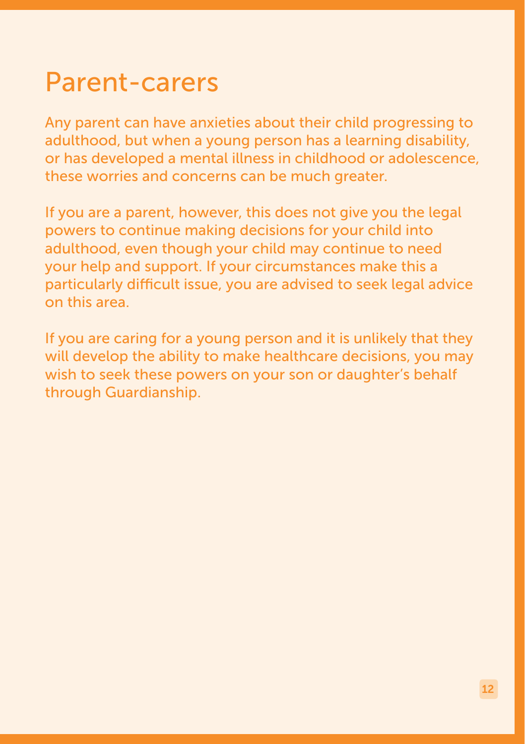# Parent-carers

Any parent can have anxieties about their child progressing to adulthood, but when a young person has a learning disability, or has developed a mental illness in childhood or adolescence, these worries and concerns can be much greater.

If you are a parent, however, this does not give you the legal powers to continue making decisions for your child into adulthood, even though your child may continue to need your help and support. If your circumstances make this a particularly difficult issue, you are advised to seek legal advice on this area.

If you are caring for a young person and it is unlikely that they will develop the ability to make healthcare decisions, you may wish to seek these powers on your son or daughter's behalf through Guardianship.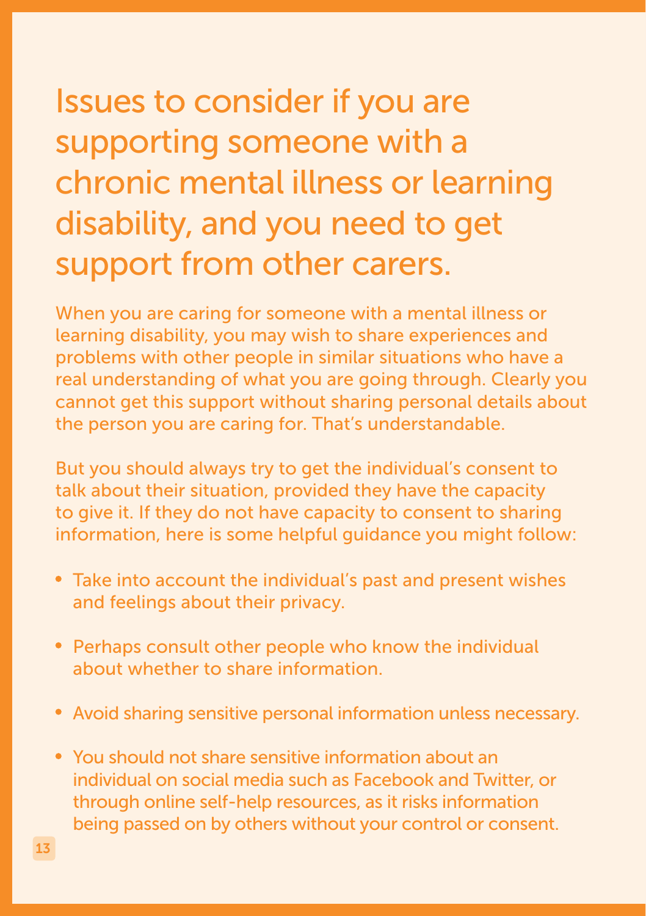# Issues to consider if you are supporting someone with a chronic mental illness or learning disability, and you need to get support from other carers.

When you are caring for someone with a mental illness or learning disability, you may wish to share experiences and problems with other people in similar situations who have a real understanding of what you are going through. Clearly you cannot get this support without sharing personal details about the person you are caring for. That's understandable.

But you should always try to get the individual's consent to talk about their situation, provided they have the capacity to give it. If they do not have capacity to consent to sharing information, here is some helpful guidance you might follow:

- Take into account the individual's past and present wishes and feelings about their privacy.
- Perhaps consult other people who know the individual about whether to share information.
- Avoid sharing sensitive personal information unless necessary.
- You should not share sensitive information about an individual on social media such as Facebook and Twitter, or through online self-help resources, as it risks information being passed on by others without your control or consent.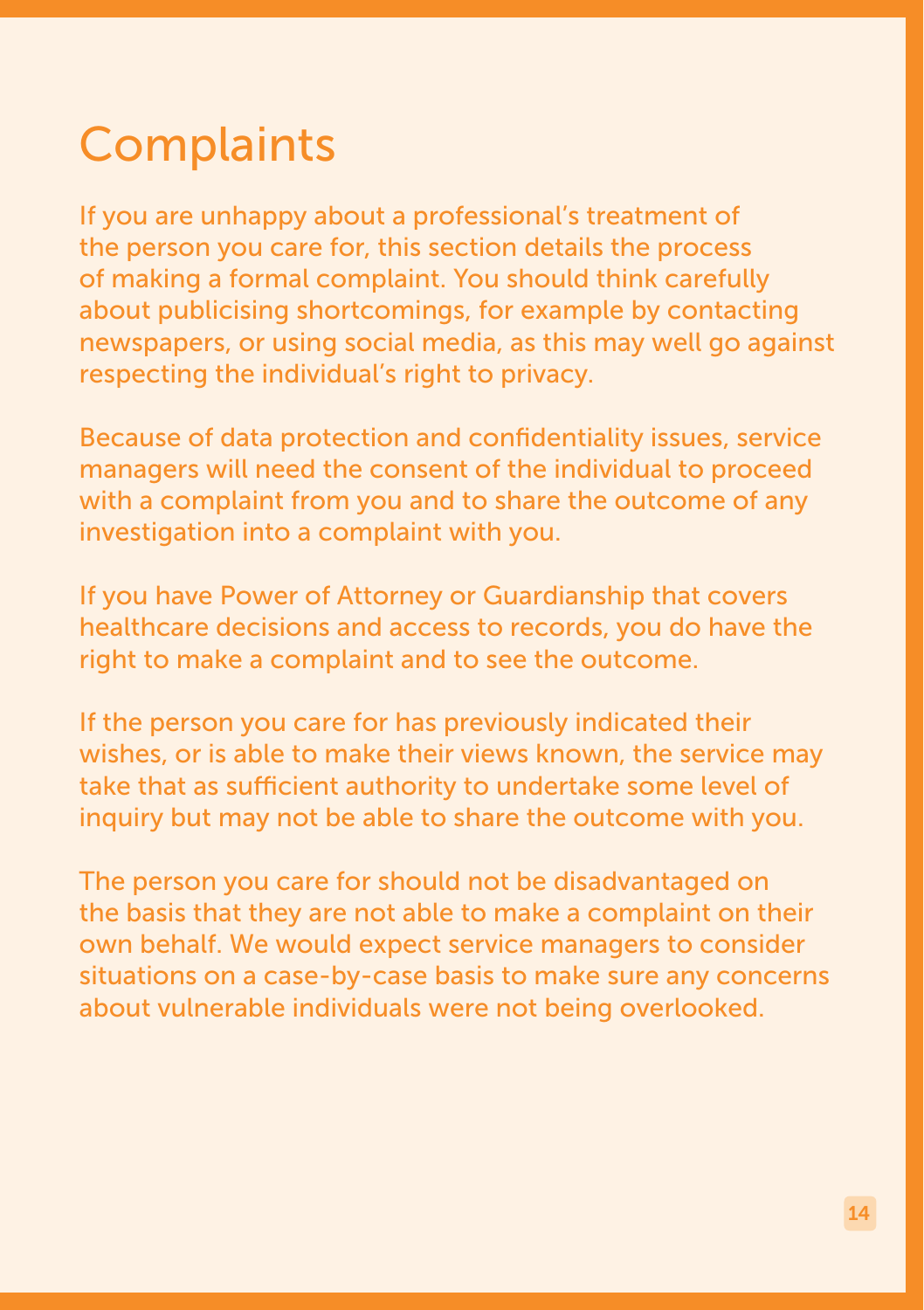# Complaints

If you are unhappy about a professional's treatment of the person you care for, this section details the process of making a formal complaint. You should think carefully about publicising shortcomings, for example by contacting newspapers, or using social media, as this may well go against respecting the individual's right to privacy.

Because of data protection and confidentiality issues, service managers will need the consent of the individual to proceed with a complaint from you and to share the outcome of any investigation into a complaint with you.

If you have Power of Attorney or Guardianship that covers healthcare decisions and access to records, you do have the right to make a complaint and to see the outcome.

If the person you care for has previously indicated their wishes, or is able to make their views known, the service may take that as sufficient authority to undertake some level of inquiry but may not be able to share the outcome with you.

The person you care for should not be disadvantaged on the basis that they are not able to make a complaint on their own behalf. We would expect service managers to consider situations on a case-by-case basis to make sure any concerns about vulnerable individuals were not being overlooked.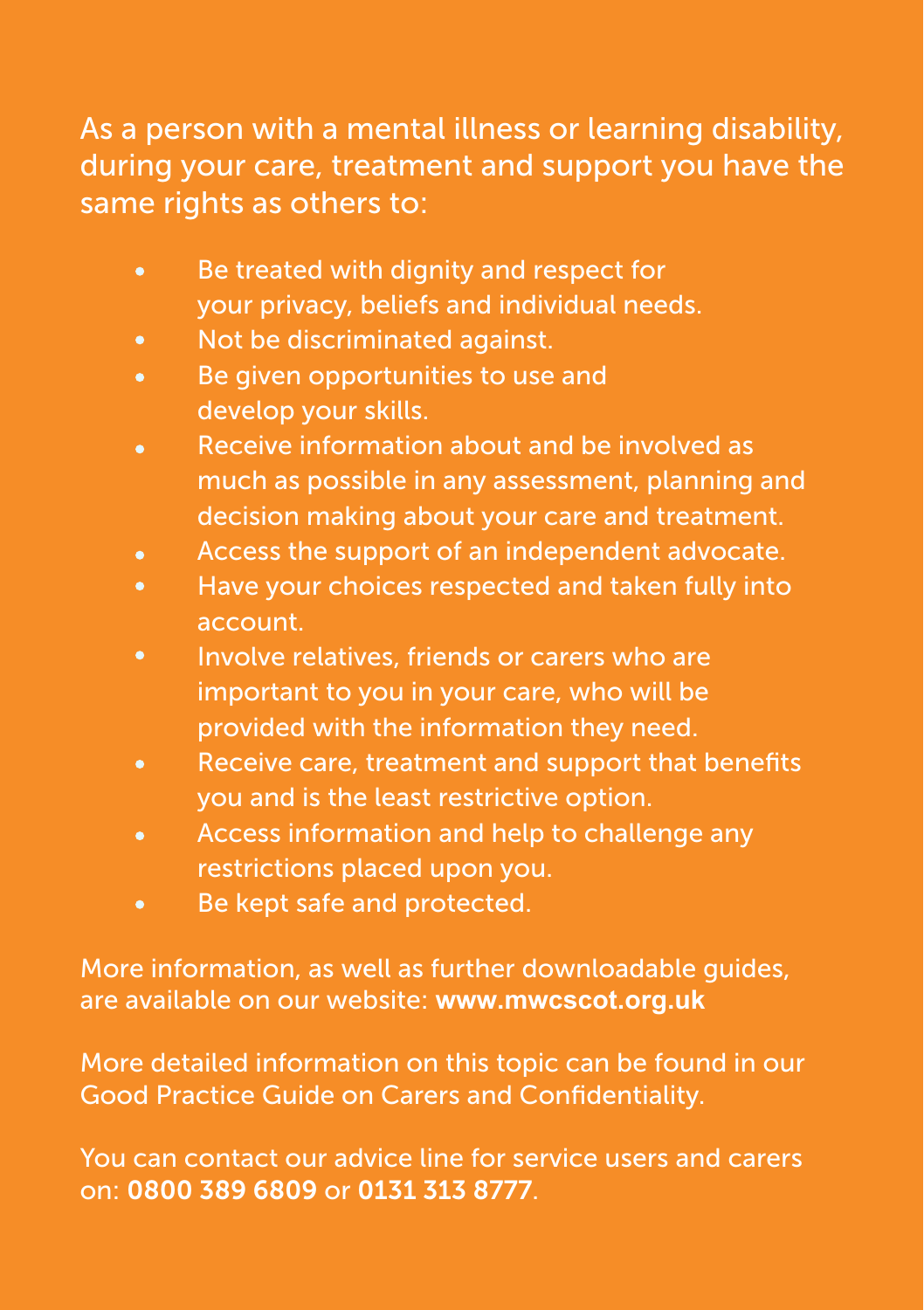As a person with a mental illness or learning disability, during your care, treatment and support you have the same rights as others to:

- Be treated with dignity and respect for your privacy, beliefs and individual needs.
- Not be discriminated against.
- Be given opportunities to use and develop your skills.
- Receive information about and be involved as much as possible in any assessment, planning and decision making about your care and treatment.
- Access the support of an independent advocate.
- Have your choices respected and taken fully into account.
- Involve relatives, friends or carers who are important to you in your care, who will be provided with the information they need.
- Receive care, treatment and support that benefits you and is the least restrictive option.
- Access information and help to challenge any restrictions placed upon you.
- Be kept safe and protected.

More information, as well as further downloadable guides, are available on our website: **www.mwcscot.org.uk**

More detailed information on this topic can be found in our Good Practice Guide on Carers and Confidentiality.

You can contact our advice line for service users and carers on: **0800 389 6809** or **0131 313 8777**.